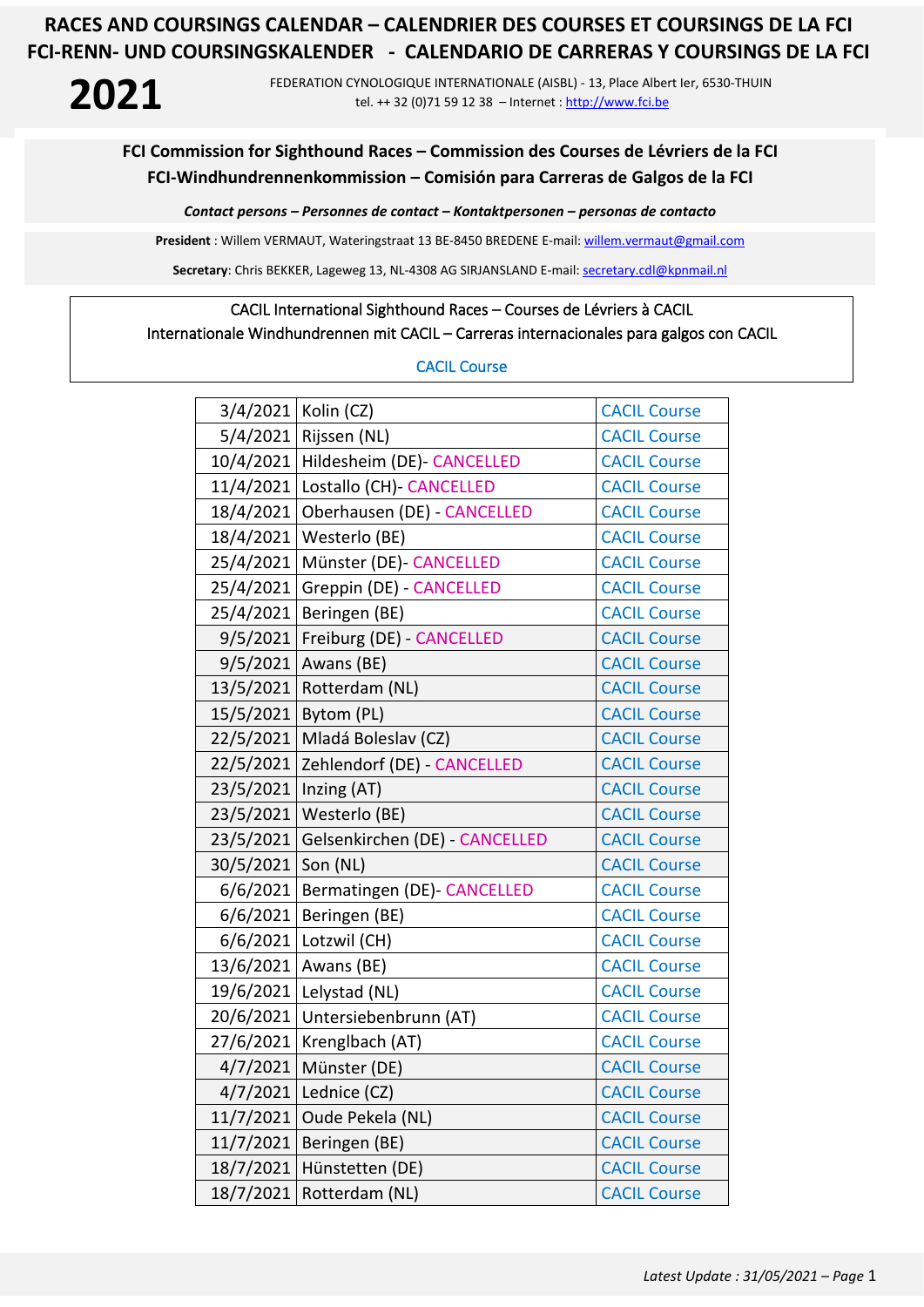# RACES AND COURSINGS CALENDAR – CALENDRIER DES COURSES ET COURSINGS DE LA FCI
# FCI-RENN- UND COURSINGSKALENDER - CALENDARIO DE CARRERAS Y COURSINGS DE LA FCI

**2021**

FEDERATION CYNOLOGIQUE INTERNATIONALE (AISBL) - 13, Place Albert Ier, 6530-THUIN
tel. ++ 32 (0)71 59 12 38 – Internet : http://www.fci.be

## FCI Commission for Sighthound Races – Commission des Courses de Lévriers de la FCI
## FCI-Windhundrennenkommission – Comisión para Carreras de Galgos de la FCI

***Contact persons – Personnes de contact – Kontaktpersonen – personas de contacto***

**President** : Willem VERMAUT, Wateringstraat 13 BE-8450 BREDENE E-mail: willem.vermaut@gmail.com

**Secretary**: Chris BEKKER, Lageweg 13, NL-4308 AG SIRJANSLAND E-mail: secretary.cdl@kpnmail.nl

CACIL International Sighthound Races – Courses de Lévriers à CACIL
Internationale Windhundrennen mit CACIL – Carreras internacionales para galgos con CACIL

CACIL Course

| Date | Location | Type |
|---|---|---|
| 3/4/2021 | Kolin (CZ) | CACIL Course |
| 5/4/2021 | Rijssen (NL) | CACIL Course |
| 10/4/2021 | Hildesheim (DE)- CANCELLED | CACIL Course |
| 11/4/2021 | Lostallo (CH)- CANCELLED | CACIL Course |
| 18/4/2021 | Oberhausen (DE) - CANCELLED | CACIL Course |
| 18/4/2021 | Westerlo (BE) | CACIL Course |
| 25/4/2021 | Münster (DE)- CANCELLED | CACIL Course |
| 25/4/2021 | Greppin (DE) - CANCELLED | CACIL Course |
| 25/4/2021 | Beringen (BE) | CACIL Course |
| 9/5/2021 | Freiburg (DE) - CANCELLED | CACIL Course |
| 9/5/2021 | Awans (BE) | CACIL Course |
| 13/5/2021 | Rotterdam (NL) | CACIL Course |
| 15/5/2021 | Bytom (PL) | CACIL Course |
| 22/5/2021 | Mladá Boleslav (CZ) | CACIL Course |
| 22/5/2021 | Zehlendorf (DE) - CANCELLED | CACIL Course |
| 23/5/2021 | Inzing (AT) | CACIL Course |
| 23/5/2021 | Westerlo (BE) | CACIL Course |
| 23/5/2021 | Gelsenkirchen (DE) - CANCELLED | CACIL Course |
| 30/5/2021 | Son (NL) | CACIL Course |
| 6/6/2021 | Bermatingen (DE)- CANCELLED | CACIL Course |
| 6/6/2021 | Beringen (BE) | CACIL Course |
| 6/6/2021 | Lotzwil (CH) | CACIL Course |
| 13/6/2021 | Awans (BE) | CACIL Course |
| 19/6/2021 | Lelystad (NL) | CACIL Course |
| 20/6/2021 | Untersiebenbrunn (AT) | CACIL Course |
| 27/6/2021 | Krenglbach (AT) | CACIL Course |
| 4/7/2021 | Münster (DE) | CACIL Course |
| 4/7/2021 | Lednice (CZ) | CACIL Course |
| 11/7/2021 | Oude Pekela (NL) | CACIL Course |
| 11/7/2021 | Beringen (BE) | CACIL Course |
| 18/7/2021 | Hünstetten (DE) | CACIL Course |
| 18/7/2021 | Rotterdam (NL) | CACIL Course |

*Latest Update : 31/05/2021*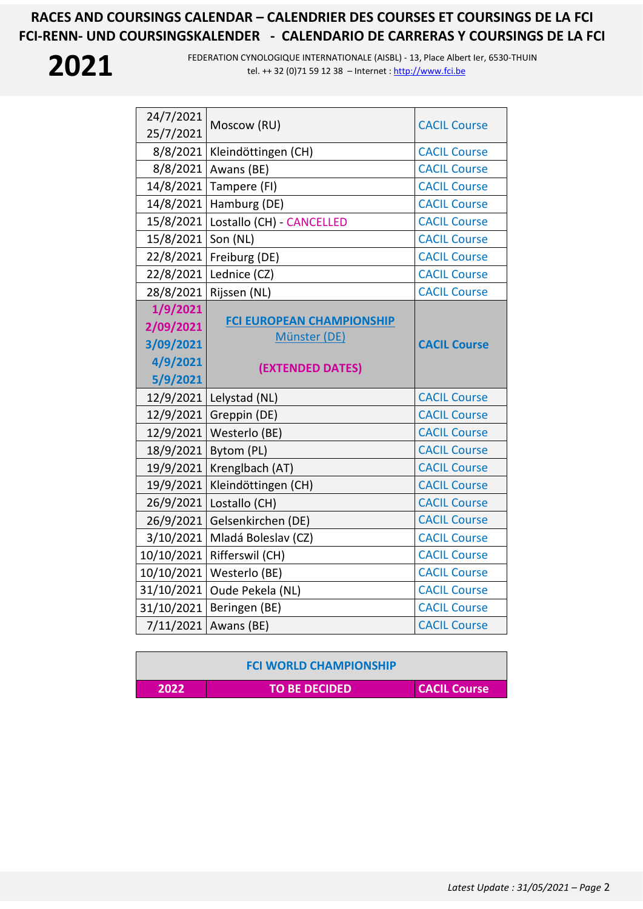# RACES AND COURSINGS CALENDAR – CALENDRIER DES COURSES ET COURSINGS DE LA FCI
# FCI-RENN- UND COURSINGSKALENDER - CALENDARIO DE CARRERAS Y COURSINGS DE LA FCI

**2021**

FEDERATION CYNOLOGIQUE INTERNATIONALE (AISBL) - 13, Place Albert Ier, 6530-THUIN
tel. ++ 32 (0)71 59 12 38 – Internet : http://www.fci.be

| Date | Location | Type |
|---|---|---|
| 24/7/2021<br>25/7/2021 | Moscow (RU) | CACIL Course |
| 8/8/2021 | Kleindöttingen (CH) | CACIL Course |
| 8/8/2021 | Awans (BE) | CACIL Course |
| 14/8/2021 | Tampere (FI) | CACIL Course |
| 14/8/2021 | Hamburg (DE) | CACIL Course |
| 15/8/2021 | Lostallo (CH) - CANCELLED | CACIL Course |
| 15/8/2021 | Son (NL) | CACIL Course |
| 22/8/2021 | Freiburg (DE) | CACIL Course |
| 22/8/2021 | Lednice (CZ) | CACIL Course |
| 28/8/2021 | Rijssen (NL) | CACIL Course |
| **1/9/2021**<br>**2/09/2021**<br>**3/09/2021**<br>**4/9/2021**<br>**5/9/2021** | **FCI EUROPEAN CHAMPIONSHIP**<br>Münster (DE)<br>**(EXTENDED DATES)** | **CACIL Course** |
| 12/9/2021 | Lelystad (NL) | CACIL Course |
| 12/9/2021 | Greppin (DE) | CACIL Course |
| 12/9/2021 | Westerlo (BE) | CACIL Course |
| 18/9/2021 | Bytom (PL) | CACIL Course |
| 19/9/2021 | Krenglbach (AT) | CACIL Course |
| 19/9/2021 | Kleindöttingen (CH) | CACIL Course |
| 26/9/2021 | Lostallo (CH) | CACIL Course |
| 26/9/2021 | Gelsenkirchen (DE) | CACIL Course |
| 3/10/2021 | Mladá Boleslav (CZ) | CACIL Course |
| 10/10/2021 | Rifferswil (CH) | CACIL Course |
| 10/10/2021 | Westerlo (BE) | CACIL Course |
| 31/10/2021 | Oude Pekela (NL) | CACIL Course |
| 31/10/2021 | Beringen (BE) | CACIL Course |
| 7/11/2021 | Awans (BE) | CACIL Course |

| FCI WORLD CHAMPIONSHIP | | |
|---|---|---|
| **2022** | **TO BE DECIDED** | **CACIL Course** |

*Latest Update : 31/05/2021*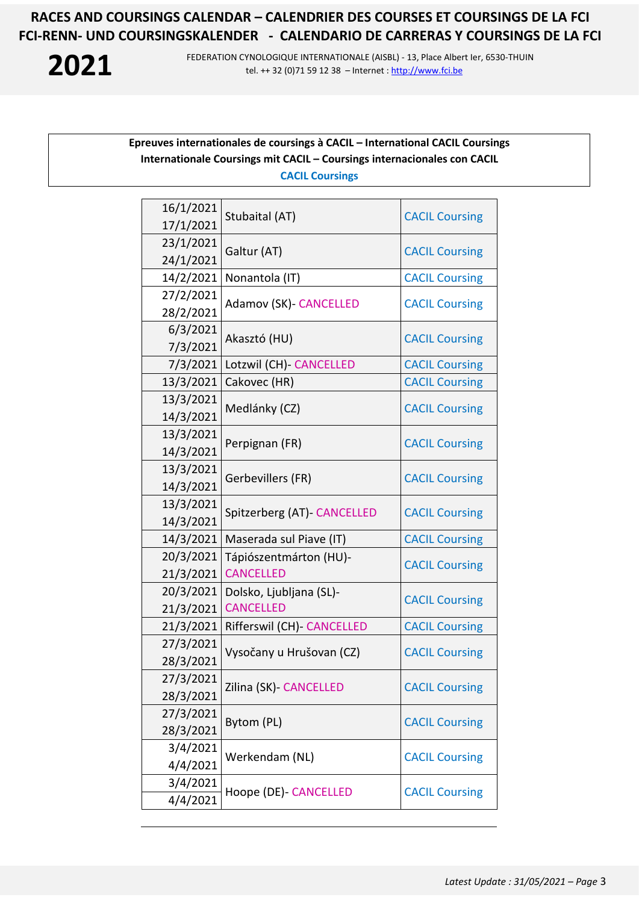**Epreuves internationales de coursings à CACIL – International CACIL Coursings**
**Internationale Coursings mit CACIL – Coursings internacionales con CACIL**
**CACIL Coursings**

| Date | Location | Type |
|---|---|---|
| 16/1/2021<br>17/1/2021 | Stubaital (AT) | CACIL Coursing |
| 23/1/2021<br>24/1/2021 | Galtur (AT) | CACIL Coursing |
| 14/2/2021 | Nonantola (IT) | CACIL Coursing |
| 27/2/2021<br>28/2/2021 | Adamov (SK)- CANCELLED | CACIL Coursing |
| 6/3/2021<br>7/3/2021 | Akasztó (HU) | CACIL Coursing |
| 7/3/2021 | Lotzwil (CH)- CANCELLED | CACIL Coursing |
| 13/3/2021 | Cakovec (HR) | CACIL Coursing |
| 13/3/2021<br>14/3/2021 | Medlánky (CZ) | CACIL Coursing |
| 13/3/2021<br>14/3/2021 | Perpignan (FR) | CACIL Coursing |
| 13/3/2021<br>14/3/2021 | Gerbevillers (FR) | CACIL Coursing |
| 13/3/2021<br>14/3/2021 | Spitzerberg (AT)- CANCELLED | CACIL Coursing |
| 14/3/2021 | Maserada sul Piave (IT) | CACIL Coursing |
| 20/3/2021<br>21/3/2021 | Tápiószentmárton (HU)- CANCELLED | CACIL Coursing |
| 20/3/2021<br>21/3/2021 | Dolsko, Ljubljana (SL)- CANCELLED | CACIL Coursing |
| 21/3/2021 | Rifferswil (CH)- CANCELLED | CACIL Coursing |
| 27/3/2021<br>28/3/2021 | Vysočany u Hrušovan (CZ) | CACIL Coursing |
| 27/3/2021<br>28/3/2021 | Zilina (SK)- CANCELLED | CACIL Coursing |
| 27/3/2021<br>28/3/2021 | Bytom (PL) | CACIL Coursing |
| 3/4/2021<br>4/4/2021 | Werkendam (NL) | CACIL Coursing |
| 3/4/2021<br>4/4/2021 | Hoope (DE)- CANCELLED | CACIL Coursing |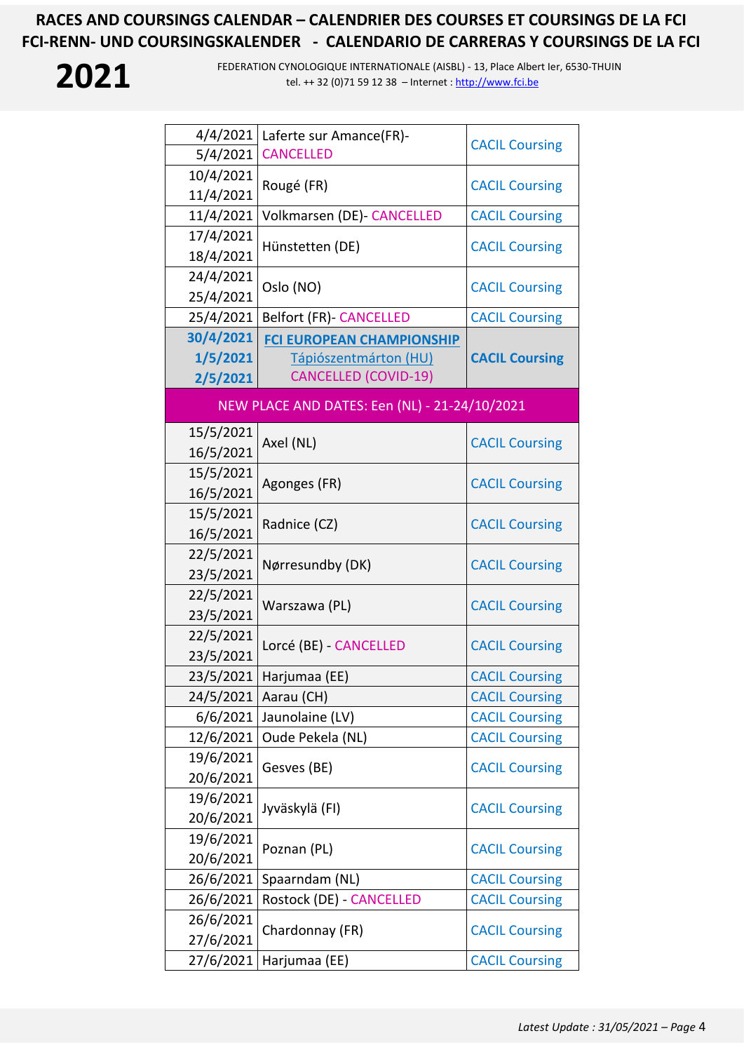# RACES AND COURSINGS CALENDAR – CALENDRIER DES COURSES ET COURSINGS DE LA FCI
# FCI-RENN- UND COURSINGSKALENDER - CALENDARIO DE CARRERAS Y COURSINGS DE LA FCI

**2021**

FEDERATION CYNOLOGIQUE INTERNATIONALE (AISBL) - 13, Place Albert Ier, 6530-THUIN
tel. ++ 32 (0)71 59 12 38 – Internet : http://www.fci.be

| Date | Place | Type |
|---|---|---|
| 4/4/2021<br>5/4/2021 | Laferte sur Amance(FR)- CANCELLED | CACIL Coursing |
| 10/4/2021<br>11/4/2021 | Rougé (FR) | CACIL Coursing |
| 11/4/2021 | Volkmarsen (DE)- CANCELLED | CACIL Coursing |
| 17/4/2021<br>18/4/2021 | Hünstetten (DE) | CACIL Coursing |
| 24/4/2021<br>25/4/2021 | Oslo (NO) | CACIL Coursing |
| 25/4/2021 | Belfort (FR)- CANCELLED | CACIL Coursing |
| **30/4/2021**<br>**1/5/2021**<br>**2/5/2021** | **FCI EUROPEAN CHAMPIONSHIP**<br>Tápiószentmárton (HU)<br>CANCELLED (COVID-19) | **CACIL Coursing** |
| NEW PLACE AND DATES: Een (NL) - 21-24/10/2021 | | |
| 15/5/2021<br>16/5/2021 | Axel (NL) | CACIL Coursing |
| 15/5/2021<br>16/5/2021 | Agonges (FR) | CACIL Coursing |
| 15/5/2021<br>16/5/2021 | Radnice (CZ) | CACIL Coursing |
| 22/5/2021<br>23/5/2021 | Nørresundby (DK) | CACIL Coursing |
| 22/5/2021<br>23/5/2021 | Warszawa (PL) | CACIL Coursing |
| 22/5/2021<br>23/5/2021 | Lorcé (BE) - CANCELLED | CACIL Coursing |
| 23/5/2021 | Harjumaa (EE) | CACIL Coursing |
| 24/5/2021 | Aarau (CH) | CACIL Coursing |
| 6/6/2021 | Jaunolaine (LV) | CACIL Coursing |
| 12/6/2021 | Oude Pekela (NL) | CACIL Coursing |
| 19/6/2021<br>20/6/2021 | Gesves (BE) | CACIL Coursing |
| 19/6/2021<br>20/6/2021 | Jyväskylä (FI) | CACIL Coursing |
| 19/6/2021<br>20/6/2021 | Poznan (PL) | CACIL Coursing |
| 26/6/2021 | Spaarndam (NL) | CACIL Coursing |
| 26/6/2021 | Rostock (DE) - CANCELLED | CACIL Coursing |
| 26/6/2021<br>27/6/2021 | Chardonnay (FR) | CACIL Coursing |
| 27/6/2021 | Harjumaa (EE) | CACIL Coursing |

*Latest Update : 31/05/2021*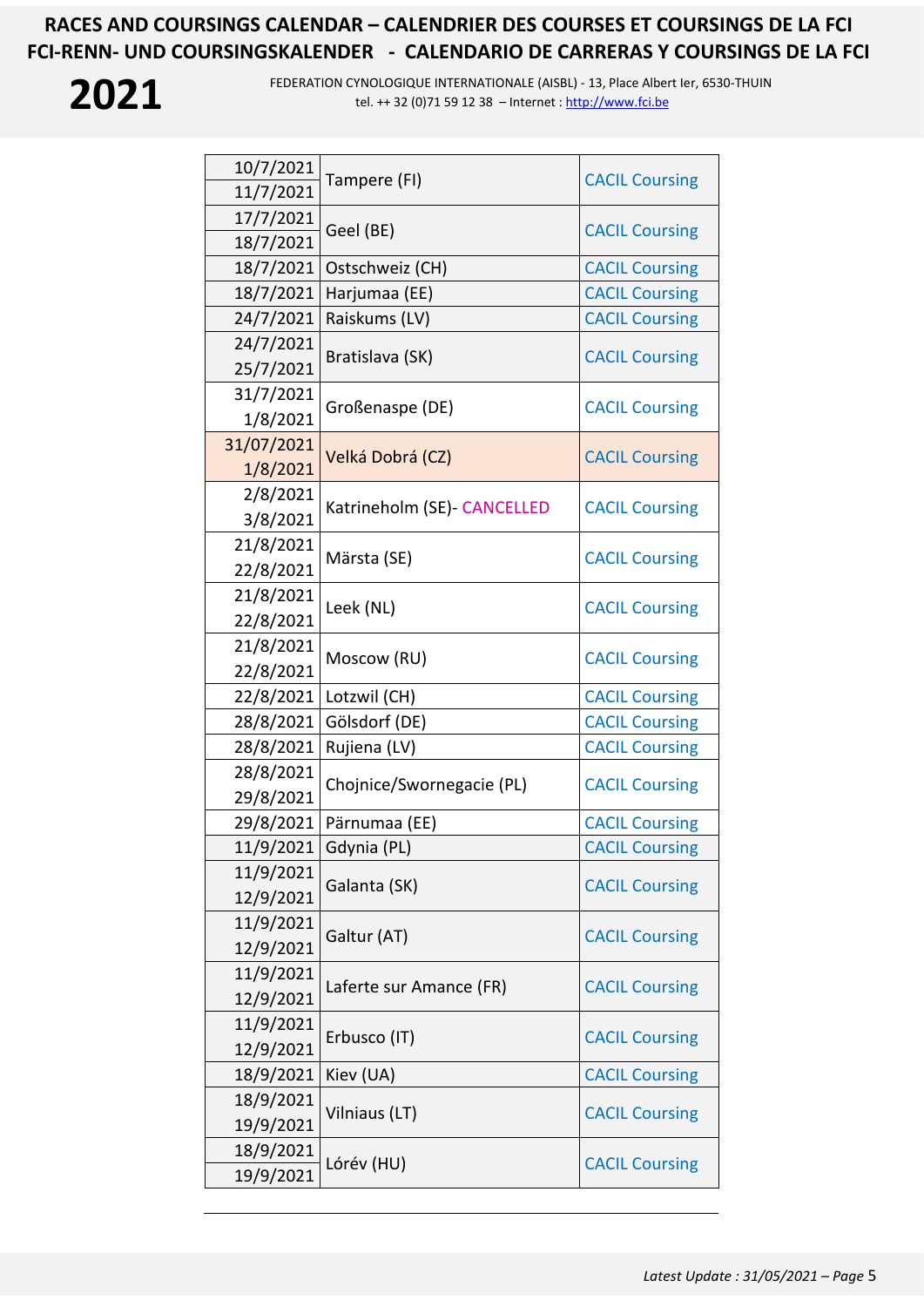# RACES AND COURSINGS CALENDAR – CALENDRIER DES COURSES ET COURSINGS DE LA FCI
# FCI-RENN- UND COURSINGSKALENDER - CALENDARIO DE CARRERAS Y COURSINGS DE LA FCI

# 2021

FEDERATION CYNOLOGIQUE INTERNATIONALE (AISBL) - 13, Place Albert Ier, 6530-THUIN
tel. ++ 32 (0)71 59 12 38 – Internet : http://www.fci.be

| Date | Place | Type |
|---|---|---|
| 10/7/2021<br>11/7/2021 | Tampere (FI) | CACIL Coursing |
| 17/7/2021<br>18/7/2021 | Geel (BE) | CACIL Coursing |
| 18/7/2021 | Ostschweiz (CH) | CACIL Coursing |
| 18/7/2021 | Harjumaa (EE) | CACIL Coursing |
| 24/7/2021 | Raiskums (LV) | CACIL Coursing |
| 24/7/2021<br>25/7/2021 | Bratislava (SK) | CACIL Coursing |
| 31/7/2021<br>1/8/2021 | Großenaspe (DE) | CACIL Coursing |
| 31/07/2021<br>1/8/2021 | Velká Dobrá (CZ) | CACIL Coursing |
| 2/8/2021<br>3/8/2021 | Katrineholm (SE)- CANCELLED | CACIL Coursing |
| 21/8/2021<br>22/8/2021 | Märsta (SE) | CACIL Coursing |
| 21/8/2021<br>22/8/2021 | Leek (NL) | CACIL Coursing |
| 21/8/2021<br>22/8/2021 | Moscow (RU) | CACIL Coursing |
| 22/8/2021 | Lotzwil (CH) | CACIL Coursing |
| 28/8/2021 | Gölsdorf (DE) | CACIL Coursing |
| 28/8/2021 | Rujiena (LV) | CACIL Coursing |
| 28/8/2021<br>29/8/2021 | Chojnice/Swornegacie (PL) | CACIL Coursing |
| 29/8/2021 | Pärnumaa (EE) | CACIL Coursing |
| 11/9/2021 | Gdynia (PL) | CACIL Coursing |
| 11/9/2021<br>12/9/2021 | Galanta (SK) | CACIL Coursing |
| 11/9/2021<br>12/9/2021 | Galtur (AT) | CACIL Coursing |
| 11/9/2021<br>12/9/2021 | Laferte sur Amance (FR) | CACIL Coursing |
| 11/9/2021<br>12/9/2021 | Erbusco (IT) | CACIL Coursing |
| 18/9/2021 | Kiev (UA) | CACIL Coursing |
| 18/9/2021<br>19/9/2021 | Vilniaus (LT) | CACIL Coursing |
| 18/9/2021<br>19/9/2021 | Lórév (HU) | CACIL Coursing |

*Latest Update : 31/05/2021*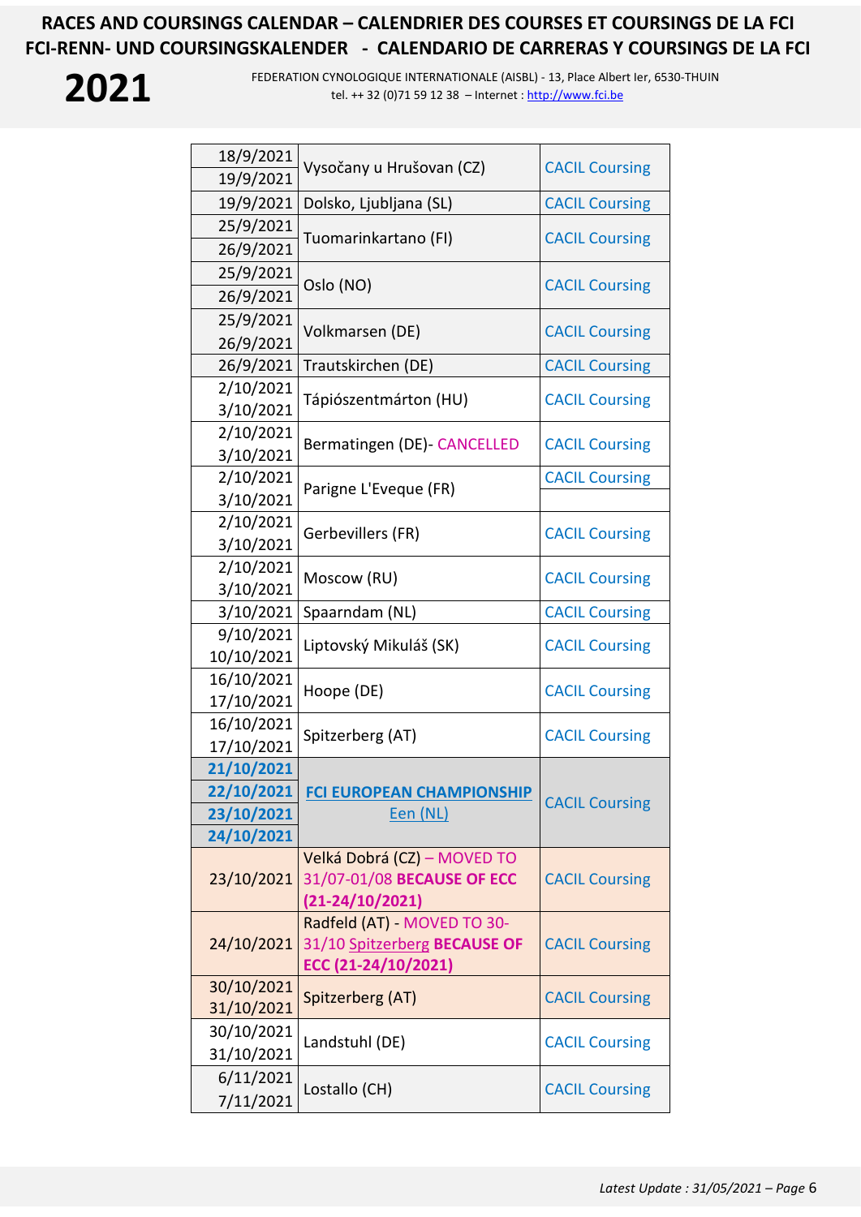# RACES AND COURSINGS CALENDAR – CALENDRIER DES COURSES ET COURSINGS DE LA FCI
# FCI-RENN- UND COURSINGSKALENDER - CALENDARIO DE CARRERAS Y COURSINGS DE LA FCI

**2021**

FEDERATION CYNOLOGIQUE INTERNATIONALE (AISBL) - 13, Place Albert Ier, 6530-THUIN
tel. ++ 32 (0)71 59 12 38 – Internet : http://www.fci.be

| Date | Place | Type |
|---|---|---|
| 18/9/2021<br>19/9/2021 | Vysočany u Hrušovan (CZ) | CACIL Coursing |
| 19/9/2021 | Dolsko, Ljubljana (SL) | CACIL Coursing |
| 25/9/2021<br>26/9/2021 | Tuomarinkartano (FI) | CACIL Coursing |
| 25/9/2021<br>26/9/2021 | Oslo (NO) | CACIL Coursing |
| 25/9/2021<br>26/9/2021 | Volkmarsen (DE) | CACIL Coursing |
| 26/9/2021 | Trautskirchen (DE) | CACIL Coursing |
| 2/10/2021<br>3/10/2021 | Tápiószentmárton (HU) | CACIL Coursing |
| 2/10/2021<br>3/10/2021 | Bermatingen (DE)- CANCELLED | CACIL Coursing |
| 2/10/2021<br>3/10/2021 | Parigne L'Eveque (FR) | CACIL Coursing |
| 2/10/2021<br>3/10/2021 | Gerbevillers (FR) | CACIL Coursing |
| 2/10/2021<br>3/10/2021 | Moscow (RU) | CACIL Coursing |
| 3/10/2021 | Spaarndam (NL) | CACIL Coursing |
| 9/10/2021<br>10/10/2021 | Liptovský Mikuláš (SK) | CACIL Coursing |
| 16/10/2021<br>17/10/2021 | Hoope (DE) | CACIL Coursing |
| 16/10/2021<br>17/10/2021 | Spitzerberg (AT) | CACIL Coursing |
| **21/10/2021**<br>**22/10/2021**<br>**23/10/2021**<br>**24/10/2021** | **FCI EUROPEAN CHAMPIONSHIP**<br>Een (NL) | CACIL Coursing |
| 23/10/2021 | Velká Dobrá (CZ) – MOVED TO 31/07-01/08 **BECAUSE OF ECC (21-24/10/2021)** | CACIL Coursing |
| 24/10/2021 | Radfeld (AT) - MOVED TO 30-31/10 Spitzerberg **BECAUSE OF ECC (21-24/10/2021)** | CACIL Coursing |
| 30/10/2021<br>31/10/2021 | Spitzerberg (AT) | CACIL Coursing |
| 30/10/2021<br>31/10/2021 | Landstuhl (DE) | CACIL Coursing |
| 6/11/2021<br>7/11/2021 | Lostallo (CH) | CACIL Coursing |

*Latest Update : 31/05/2021*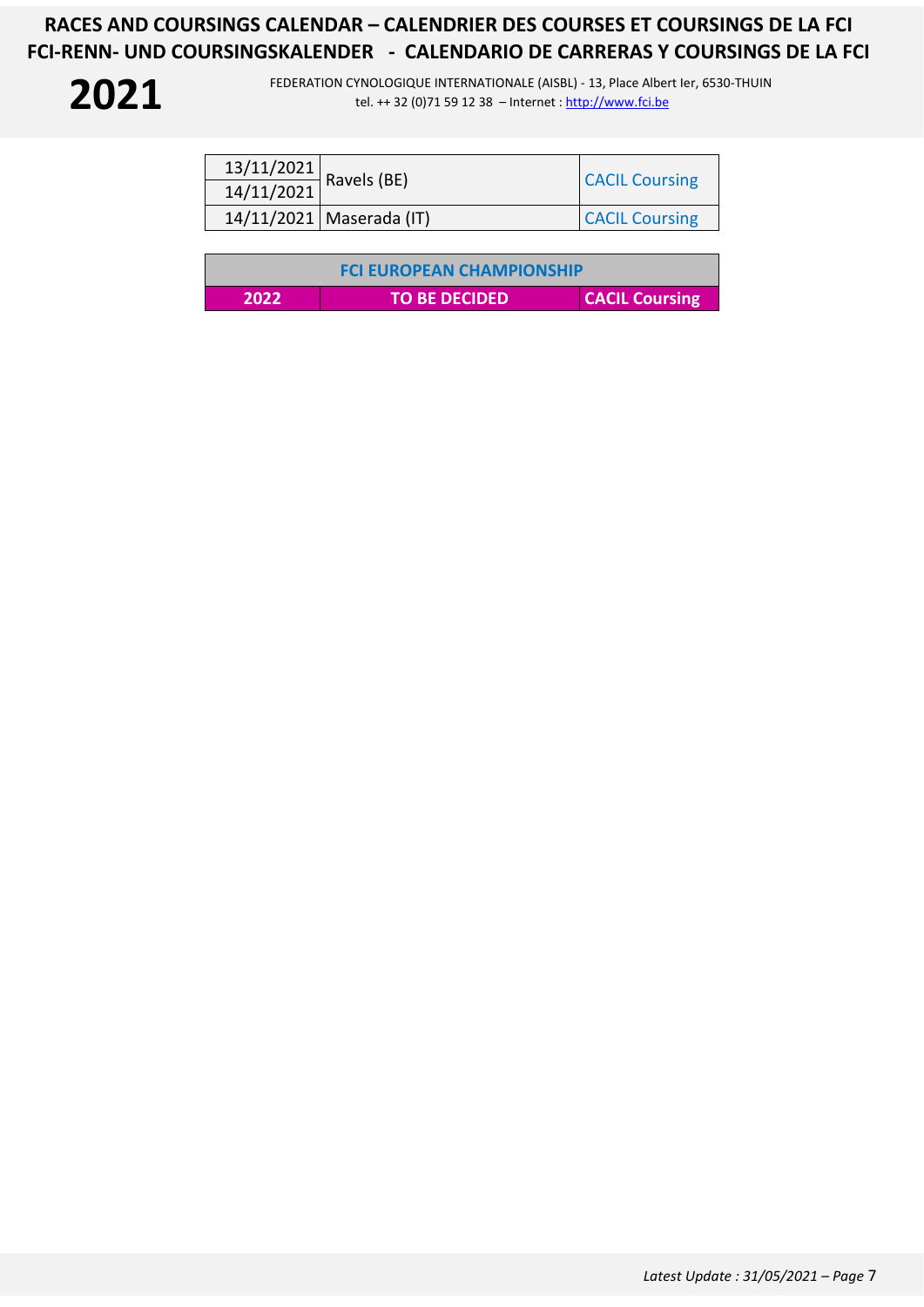| | | |
|---|---|---|
| 13/11/2021<br>14/11/2021 | Ravels (BE) | CACIL Coursing |
| 14/11/2021 | Maserada (IT) | CACIL Coursing |

| FCI EUROPEAN CHAMPIONSHIP | | |
|---|---|---|
| **2022** | **TO BE DECIDED** | **CACIL Coursing** |